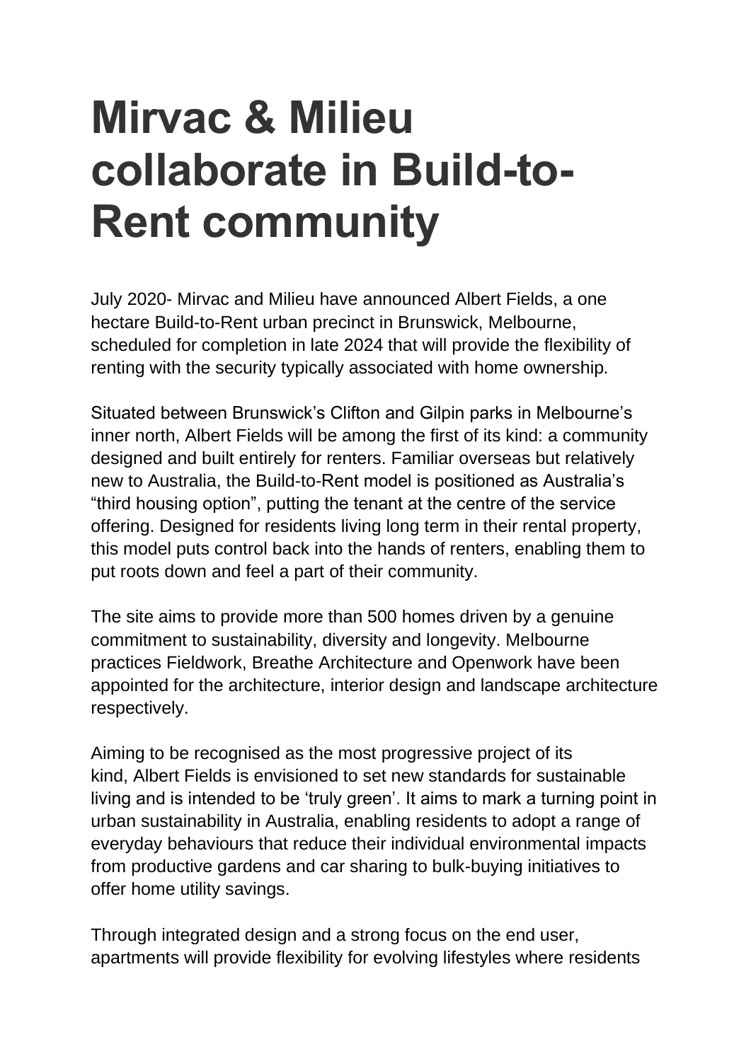# Mirvac & Milieu collaborate in Build-to-Rent community

July 2020- Mirvac and Milieu have announced Albert Fields, a one hectare Build-to-Rent urban precinct in Brunswick, Melbourne, scheduled for completion in late 2024 that will provide the flexibility of renting with the security typically associated with home ownership.

Situated between Brunswick's Clifton and Gilpin parks in Melbourne's inner north, Albert Fields will be among the first of its kind: a community designed and built entirely for renters. Familiar overseas but relatively new to Australia, the Build-to-Rent model is positioned as Australia's "third housing option", putting the tenant at the centre of the service offering. Designed for residents living long term in their rental property, this model puts control back into the hands of renters, enabling them to put roots down and feel a part of their community.

The site aims to provide more than 500 homes driven by a genuine commitment to sustainability, diversity and longevity. Melbourne practices Fieldwork, Breathe Architecture and Openwork have been appointed for the architecture, interior design and landscape architecture respectively.

Aiming to be recognised as the most progressive project of its kind, Albert Fields is envisioned to set new standards for sustainable living and is intended to be 'truly green'. It aims to mark a turning point in urban sustainability in Australia, enabling residents to adopt a range of everyday behaviours that reduce their individual environmental impacts from productive gardens and car sharing to bulk-buying initiatives to offer home utility savings.

Through integrated design and a strong focus on the end user, apartments will provide flexibility for evolving lifestyles where residents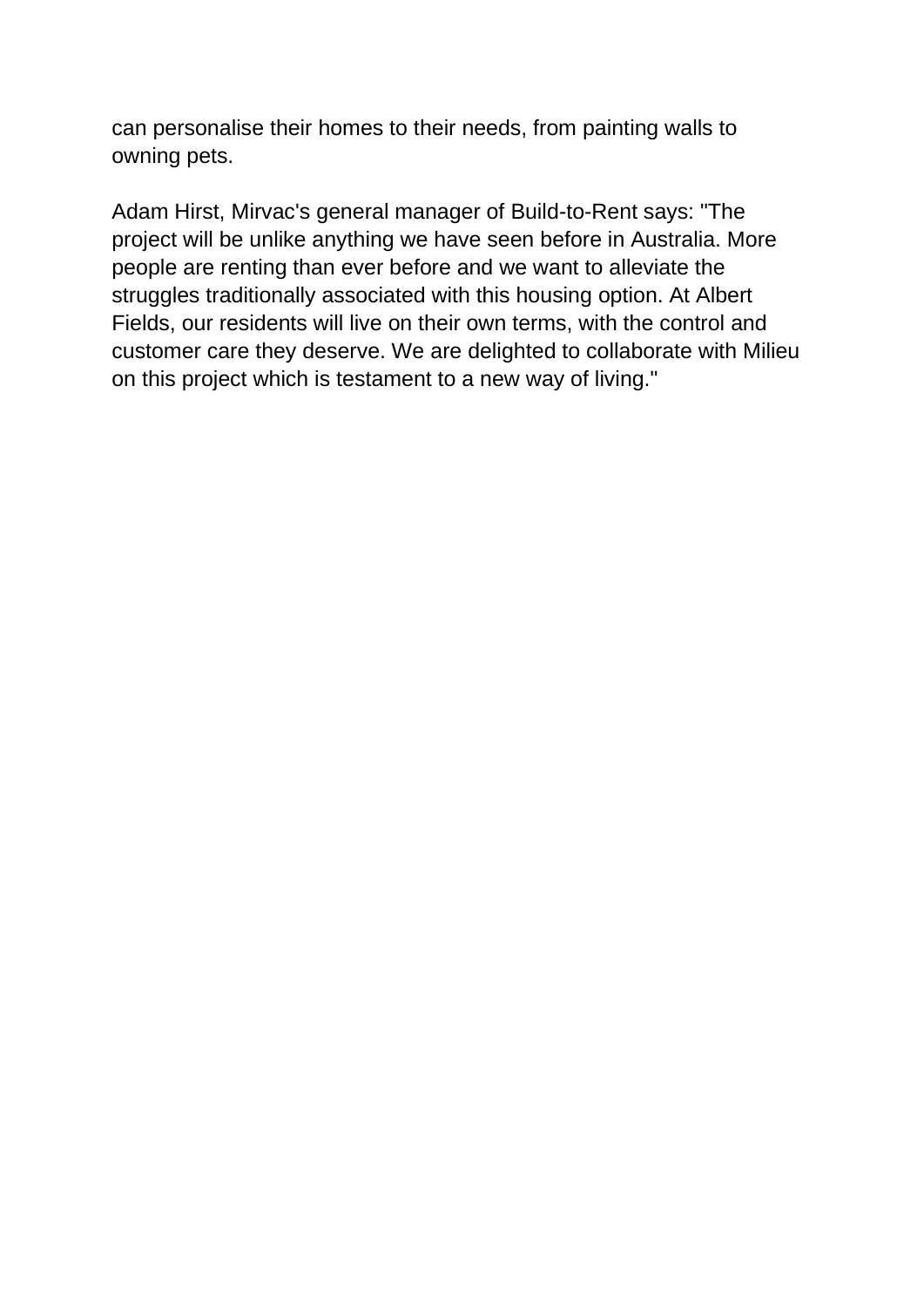can personalise their homes to their needs, from painting walls to owning pets.

Adam Hirst, Mirvac's general manager of Build-to-Rent says: "The project will be unlike anything we have seen before in Australia. More people are renting than ever before and we want to alleviate the struggles traditionally associated with this housing option. At Albert Fields, our residents will live on their own terms, with the control and customer care they deserve. We are delighted to collaborate with Milieu on this project which is testament to a new way of living."